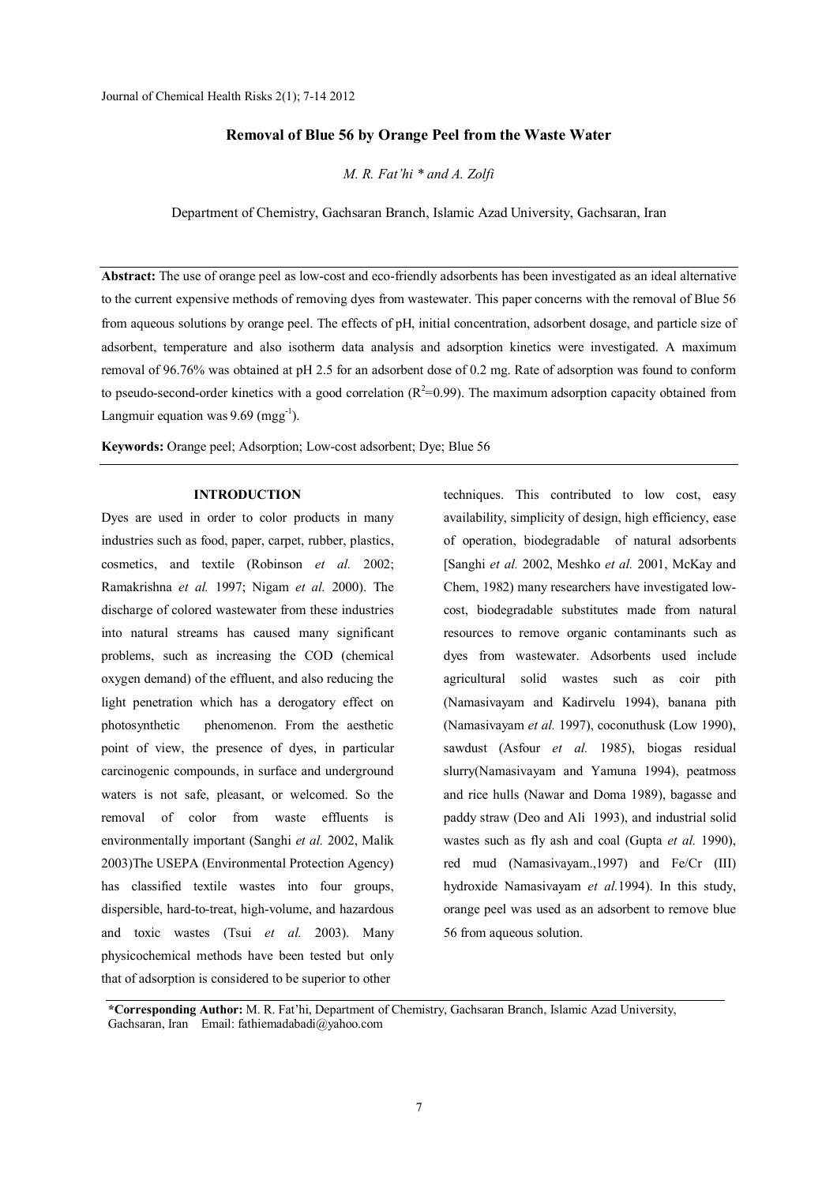# Removal of Blue 56 by Orange Peel from the Waste Water

*M. R. Fat'hi \* and A. Zolfi*

Department of Chemistry, Gachsaran Branch, Islamic Azad University, Gachsaran, Iran

**Abstract:** The use of orange peel as low-cost and eco-friendly adsorbents has been investigated as an ideal alternative to the current expensive methods of removing dyes from wastewater. This paper concerns with the removal of Blue 56 from aqueous solutions by orange peel. The effects of pH, initial concentration, adsorbent dosage, and particle size of adsorbent, temperature and also isotherm data analysis and adsorption kinetics were investigated. A maximum removal of 96.76% was obtained at pH 2.5 for an adsorbent dose of 0.2 mg. Rate of adsorption was found to conform to pseudo-second-order kinetics with a good correlation ($R^2$=0.99). The maximum adsorption capacity obtained from Langmuir equation was 9.69 ($mgg^{-1}$).

**Keywords:** Orange peel; Adsorption; Low-cost adsorbent; Dye; Blue 56

## INTRODUCTION

Dyes are used in order to color products in many industries such as food, paper, carpet, rubber, plastics, cosmetics, and textile (Robinson *et al.* 2002; Ramakrishna *et al.* 1997; Nigam *et al.* 2000). The discharge of colored wastewater from these industries into natural streams has caused many significant problems, such as increasing the COD (chemical oxygen demand) of the effluent, and also reducing the light penetration which has a derogatory effect on photosynthetic phenomenon. From the aesthetic point of view, the presence of dyes, in particular carcinogenic compounds, in surface and underground waters is not safe, pleasant, or welcomed. So the removal of color from waste effluents is environmentally important (Sanghi *et al.* 2002, Malik 2003)The USEPA (Environmental Protection Agency) has classified textile wastes into four groups, dispersible, hard-to-treat, high-volume, and hazardous and toxic wastes (Tsui *et al.* 2003). Many physicochemical methods have been tested but only that of adsorption is considered to be superior to other techniques. This contributed to low cost, easy availability, simplicity of design, high efficiency, ease of operation, biodegradable of natural adsorbents [Sanghi *et al.* 2002, Meshko *et al.* 2001, McKay and Chem, 1982) many researchers have investigated low-cost, biodegradable substitutes made from natural resources to remove organic contaminants such as dyes from wastewater. Adsorbents used include agricultural solid wastes such as coir pith (Namasivayam and Kadirvelu 1994), banana pith (Namasivayam *et al.* 1997), coconuthusk (Low 1990), sawdust (Asfour *et al.* 1985), biogas residual slurry(Namasivayam and Yamuna 1994), peatmoss and rice hulls (Nawar and Doma 1989), bagasse and paddy straw (Deo and Ali 1993), and industrial solid wastes such as fly ash and coal (Gupta *et al.* 1990), red mud (Namasivayam.,1997) and Fe/Cr (III) hydroxide Namasivayam *et al.*1994). In this study, orange peel was used as an adsorbent to remove blue 56 from aqueous solution.

**\*Corresponding Author:** M. R. Fat'hi, Department of Chemistry, Gachsaran Branch, Islamic Azad University, Gachsaran, Iran Email: fathiemadabadi@yahoo.com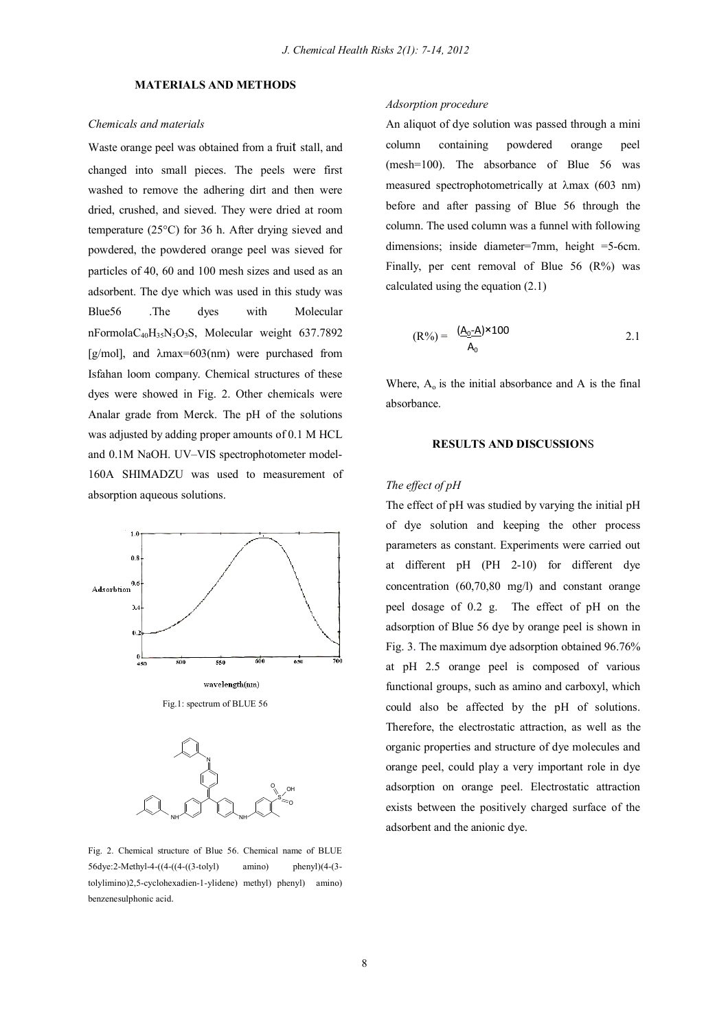## MATERIALS AND METHODS

### *Chemicals and materials*

Waste orange peel was obtained from a fruit stall, and changed into small pieces. The peels were first washed to remove the adhering dirt and then were dried, crushed, and sieved. They were dried at room temperature (25°C) for 36 h. After drying sieved and powdered, the powdered orange peel was sieved for particles of 40, 60 and 100 mesh sizes and used as an adsorbent. The dye which was used in this study was Blue56 .The dyes with Molecular nFormola$C_{40}H_{35}N_3O_3S$, Molecular weight 637.7892 [g/mol], and λmax=603(nm) were purchased from Isfahan loom company. Chemical structures of these dyes were showed in Fig. 2. Other chemicals were Analar grade from Merck. The pH of the solutions was adjusted by adding proper amounts of 0.1 M HCL and 0.1M NaOH. UV–VIS spectrophotometer model-160A SHIMADZU was used to measurement of absorption aqueous solutions.

Fig.1: spectrum of BLUE 56

Fig. 2. Chemical structure of Blue 56. Chemical name of BLUE 56dye:2-Methyl-4-((4-((4-((3-tolyl) amino) phenyl)(4-(3-tolylimino)2,5-cyclohexadien-1-ylidene) methyl) phenyl) amino) benzenesulphonic acid.

### *Adsorption procedure*

An aliquot of dye solution was passed through a mini column containing powdered orange peel (mesh=100). The absorbance of Blue 56 was measured spectrophotometrically at λmax (603 nm) before and after passing of Blue 56 through the column. The used column was a funnel with following dimensions; inside diameter=7mm, height =5-6cm. Finally, per cent removal of Blue 56 (R%) was calculated using the equation (2.1)

$$(R\%) = \frac{(A_0 - A) \times 100}{A_0} \qquad 2.1$$

Where, $A_o$ is the initial absorbance and A is the final absorbance.

## RESULTS AND DISCUSSIONS

### *The effect of pH*

The effect of pH was studied by varying the initial pH of dye solution and keeping the other process parameters as constant. Experiments were carried out at different pH (PH 2-10) for different dye concentration (60,70,80 mg/l) and constant orange peel dosage of 0.2 g. The effect of pH on the adsorption of Blue 56 dye by orange peel is shown in Fig. 3. The maximum dye adsorption obtained 96.76% at pH 2.5 orange peel is composed of various functional groups, such as amino and carboxyl, which could also be affected by the pH of solutions. Therefore, the electrostatic attraction, as well as the organic properties and structure of dye molecules and orange peel, could play a very important role in dye adsorption on orange peel. Electrostatic attraction exists between the positively charged surface of the adsorbent and the anionic dye.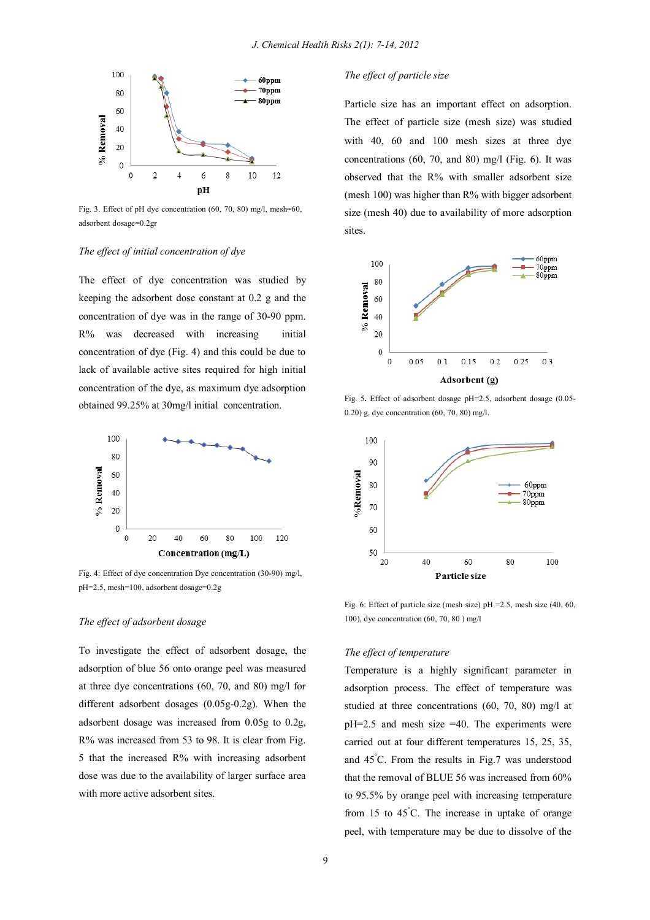Fig. 3. Effect of pH dye concentration (60, 70, 80) mg/l, mesh=60, adsorbent dosage=0.2gr

*The effect of initial concentration of dye*

The effect of dye concentration was studied by keeping the adsorbent dose constant at 0.2 g and the concentration of dye was in the range of 30-90 ppm. R% was decreased with increasing initial concentration of dye (Fig. 4) and this could be due to lack of available active sites required for high initial concentration of the dye, as maximum dye adsorption obtained 99.25% at 30mg/l initial concentration.

Fig. 4: Effect of dye concentration Dye concentration (30-90) mg/l, pH=2.5, mesh=100, adsorbent dosage=0.2g

*The effect of adsorbent dosage*

To investigate the effect of adsorbent dosage, the adsorption of blue 56 onto orange peel was measured at three dye concentrations (60, 70, and 80) mg/l for different adsorbent dosages (0.05g-0.2g). When the adsorbent dosage was increased from 0.05g to 0.2g, R% was increased from 53 to 98. It is clear from Fig. 5 that the increased R% with increasing adsorbent dose was due to the availability of larger surface area with more active adsorbent sites.

*The effect of particle size*

Particle size has an important effect on adsorption. The effect of particle size (mesh size) was studied with 40, 60 and 100 mesh sizes at three dye concentrations (60, 70, and 80) mg/l (Fig. 6). It was observed that the R% with smaller adsorbent size (mesh 100) was higher than R% with bigger adsorbent size (mesh 40) due to availability of more adsorption sites.

Fig. 5. Effect of adsorbent dosage pH=2.5, adsorbent dosage (0.05-0.20) g, dye concentration (60, 70, 80) mg/l.

Fig. 6: Effect of particle size (mesh size) pH =2.5, mesh size (40, 60, 100), dye concentration (60, 70, 80 ) mg/l

*The effect of temperature*

Temperature is a highly significant parameter in adsorption process. The effect of temperature was studied at three concentrations (60, 70, 80) mg/l at pH=2.5 and mesh size =40. The experiments were carried out at four different temperatures 15, 25, 35, and 45°C. From the results in Fig.7 was understood that the removal of BLUE 56 was increased from 60% to 95.5% by orange peel with increasing temperature from 15 to 45°C. The increase in uptake of orange peel, with temperature may be due to dissolve of the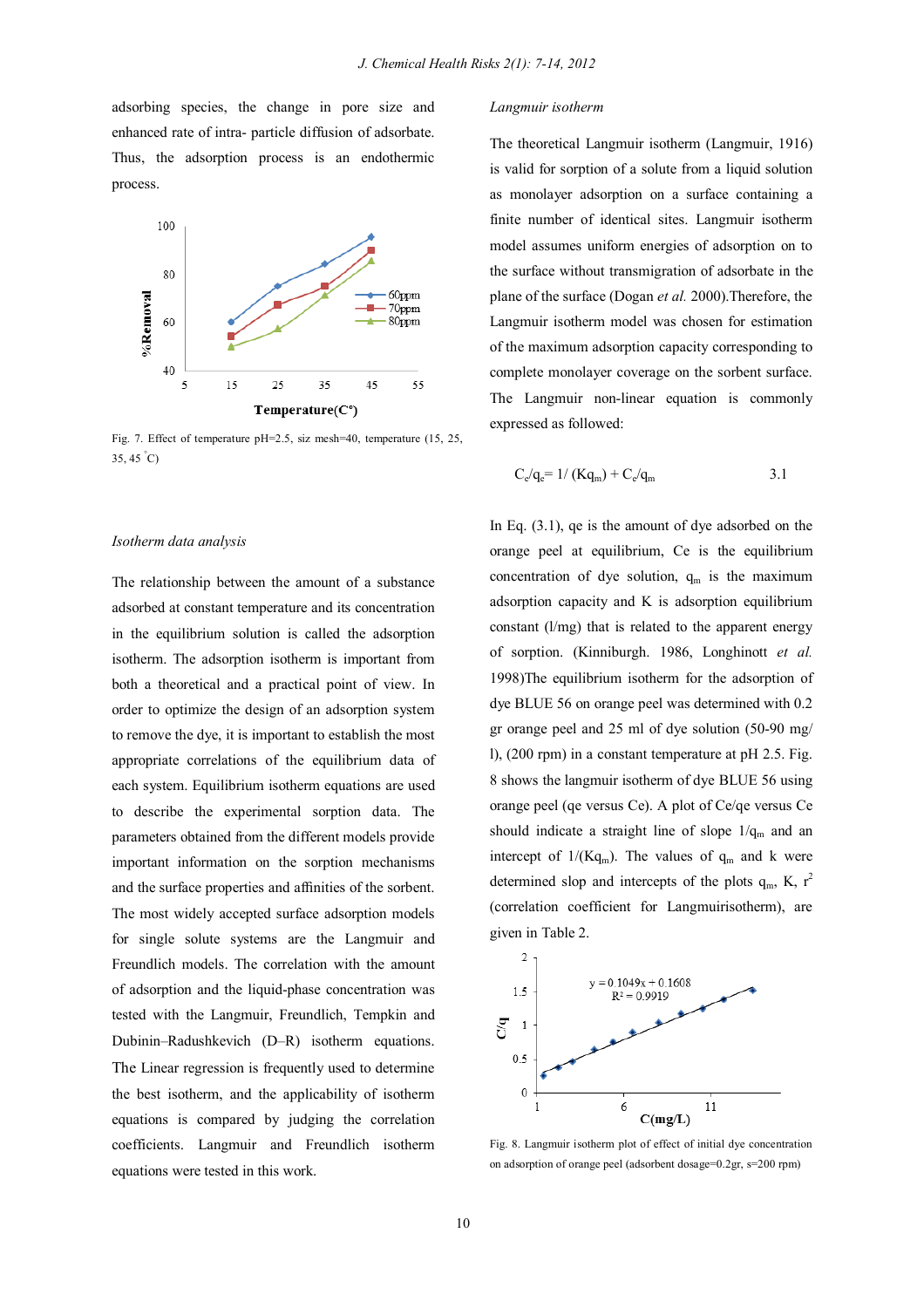adsorbing species, the change in pore size and enhanced rate of intra- particle diffusion of adsorbate. Thus, the adsorption process is an endothermic process.

Fig. 7. Effect of temperature pH=2.5, siz mesh=40, temperature (15, 25, 35, 45 °C)

*Isotherm data analysis*

The relationship between the amount of a substance adsorbed at constant temperature and its concentration in the equilibrium solution is called the adsorption isotherm. The adsorption isotherm is important from both a theoretical and a practical point of view. In order to optimize the design of an adsorption system to remove the dye, it is important to establish the most appropriate correlations of the equilibrium data of each system. Equilibrium isotherm equations are used to describe the experimental sorption data. The parameters obtained from the different models provide important information on the sorption mechanisms and the surface properties and affinities of the sorbent. The most widely accepted surface adsorption models for single solute systems are the Langmuir and Freundlich models. The correlation with the amount of adsorption and the liquid-phase concentration was tested with the Langmuir, Freundlich, Tempkin and Dubinin–Radushkevich (D–R) isotherm equations. The Linear regression is frequently used to determine the best isotherm, and the applicability of isotherm equations is compared by judging the correlation coefficients. Langmuir and Freundlich isotherm equations were tested in this work.

*Langmuir isotherm*

The theoretical Langmuir isotherm (Langmuir, 1916) is valid for sorption of a solute from a liquid solution as monolayer adsorption on a surface containing a finite number of identical sites. Langmuir isotherm model assumes uniform energies of adsorption on to the surface without transmigration of adsorbate in the plane of the surface (Dogan *et al.* 2000).Therefore, the Langmuir isotherm model was chosen for estimation of the maximum adsorption capacity corresponding to complete monolayer coverage on the sorbent surface. The Langmuir non-linear equation is commonly expressed as followed:

$$C_e/q_e = 1/(Kq_m) + C_e/q_m \qquad 3.1$$

In Eq. (3.1), qe is the amount of dye adsorbed on the orange peel at equilibrium, Ce is the equilibrium concentration of dye solution, $q_m$ is the maximum adsorption capacity and K is adsorption equilibrium constant (l/mg) that is related to the apparent energy of sorption. (Kinniburgh. 1986, Longhinott *et al.* 1998)The equilibrium isotherm for the adsorption of dye BLUE 56 on orange peel was determined with 0.2 gr orange peel and 25 ml of dye solution (50-90 mg/l), (200 rpm) in a constant temperature at pH 2.5. Fig. 8 shows the langmuir isotherm of dye BLUE 56 using orange peel (qe versus Ce). A plot of Ce/qe versus Ce should indicate a straight line of slope $1/q_m$ and an intercept of $1/(Kq_m)$. The values of $q_m$ and k were determined slop and intercepts of the plots $q_m$, K, $r^2$ (correlation coefficient for Langmuirisotherm), are given in Table 2.

Fig. 8. Langmuir isotherm plot of effect of initial dye concentration on adsorption of orange peel (adsorbent dosage=0.2gr, s=200 rpm)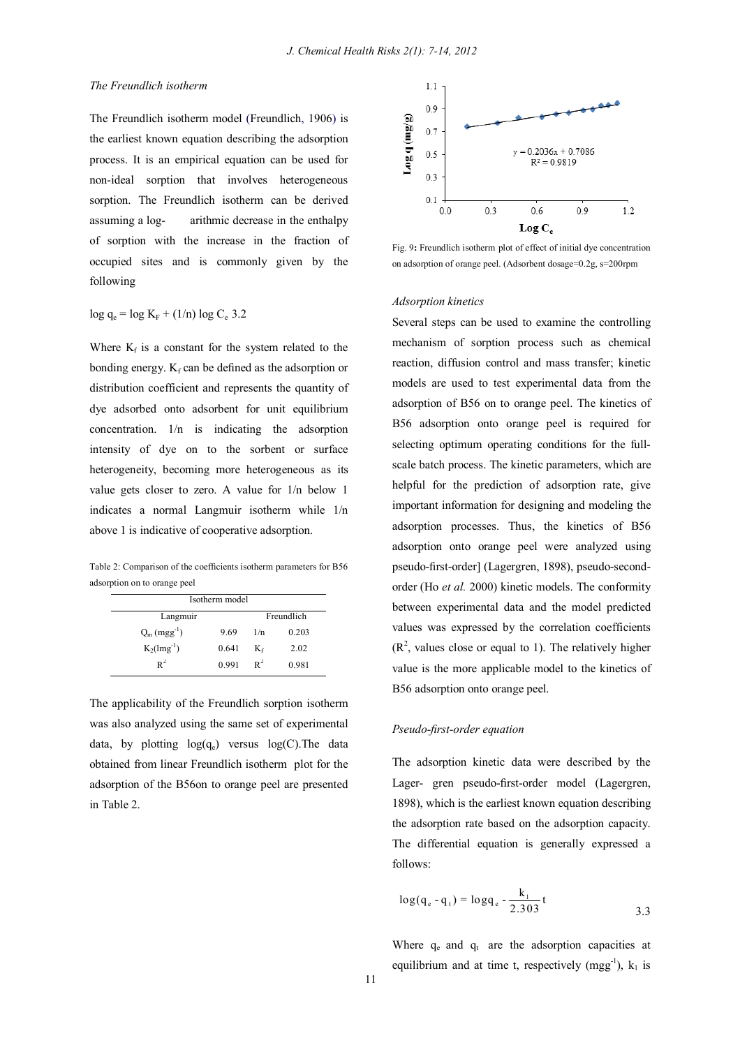*The Freundlich isotherm*

The Freundlich isotherm model (Freundlich, 1906) is the earliest known equation describing the adsorption process. It is an empirical equation can be used for non-ideal sorption that involves heterogeneous sorption. The Freundlich isotherm can be derived assuming a log- arithmic decrease in the enthalpy of sorption with the increase in the fraction of occupied sites and is commonly given by the following

$$\log q_e = \log K_F + (1/n) \log C_e \quad 3.2$$

Where $K_f$ is a constant for the system related to the bonding energy. $K_f$ can be defined as the adsorption or distribution coefficient and represents the quantity of dye adsorbed onto adsorbent for unit equilibrium concentration. 1/n is indicating the adsorption intensity of dye on to the sorbent or surface heterogeneity, becoming more heterogeneous as its value gets closer to zero. A value for 1/n below 1 indicates a normal Langmuir isotherm while 1/n above 1 is indicative of cooperative adsorption.

Table 2: Comparison of the coefficients isotherm parameters for B56 adsorption on to orange peel

| Isotherm model | | | |
|---|---|---|---|
| Langmuir | | Freundlich | |
| $Q_m$ ($mgg^{-1}$) | 9.69 | 1/n | 0.203 |
| $K_2$($lmg^{-1}$) | 0.641 | $K_F$ | 2.02 |
| $R^2$ | 0.991 | $R^2$ | 0.981 |

The applicability of the Freundlich sorption isotherm was also analyzed using the same set of experimental data, by plotting $\log(q_e)$ versus $\log(C)$.The data obtained from linear Freundlich isotherm plot for the adsorption of the B56on to orange peel are presented in Table 2.

Fig. 9: Freundlich isotherm plot of effect of initial dye concentration on adsorption of orange peel. (Adsorbent dosage=0.2g, s=200rpm

*Adsorption kinetics*

Several steps can be used to examine the controlling mechanism of sorption process such as chemical reaction, diffusion control and mass transfer; kinetic models are used to test experimental data from the adsorption of B56 on to orange peel. The kinetics of B56 adsorption onto orange peel is required for selecting optimum operating conditions for the full-scale batch process. The kinetic parameters, which are helpful for the prediction of adsorption rate, give important information for designing and modeling the adsorption processes. Thus, the kinetics of B56 adsorption onto orange peel were analyzed using pseudo-first-order] (Lagergren, 1898), pseudo-second-order (Ho *et al.* 2000) kinetic models. The conformity between experimental data and the model predicted values was expressed by the correlation coefficients ($R^2$, values close or equal to 1). The relatively higher value is the more applicable model to the kinetics of B56 adsorption onto orange peel.

*Pseudo-first-order equation*

The adsorption kinetic data were described by the Lager- gren pseudo-first-order model (Lagergren, 1898), which is the earliest known equation describing the adsorption rate based on the adsorption capacity. The differential equation is generally expressed a follows:

$$\log(q_e - q_t) = \log q_e - \frac{k_1}{2.303} t \quad 3.3$$

Where $q_e$ and $q_t$ are the adsorption capacities at equilibrium and at time t, respectively ($mgg^{-1}$), $k_1$ is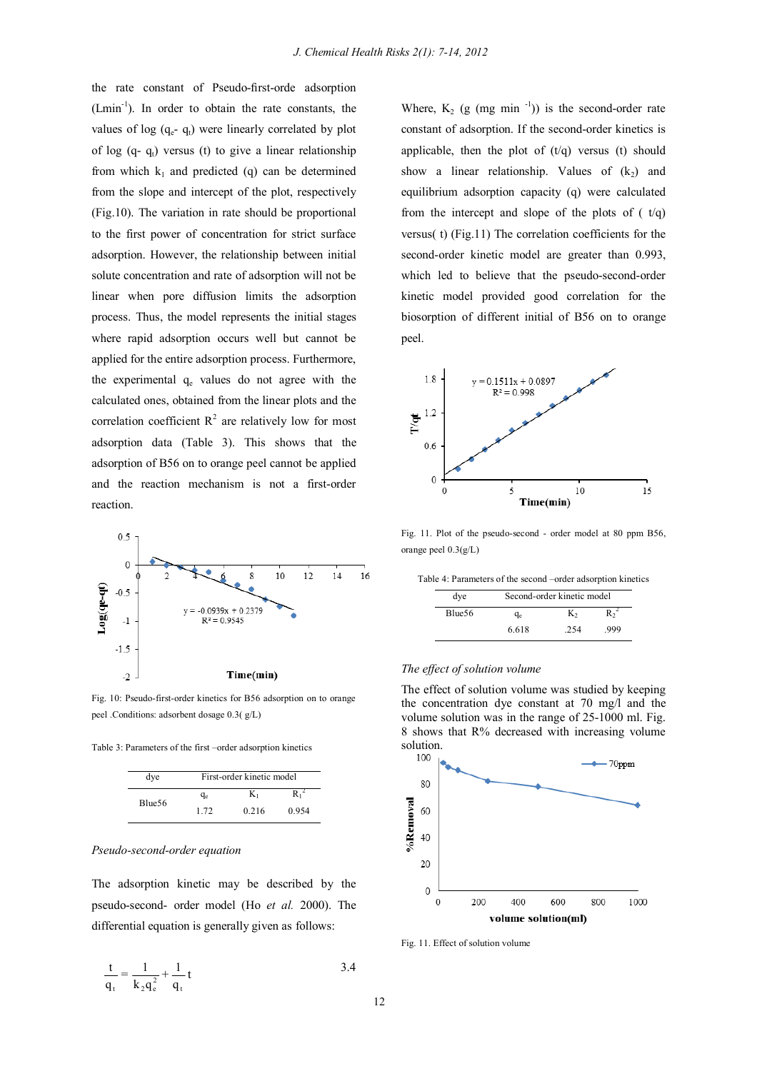the rate constant of Pseudo-first-orde adsorption ($Lmin^{-1}$). In order to obtain the rate constants, the values of log ($q_e$- $q_t$) were linearly correlated by plot of log (q- $q_t$) versus (t) to give a linear relationship from which $k_1$ and predicted (q) can be determined from the slope and intercept of the plot, respectively (Fig.10). The variation in rate should be proportional to the first power of concentration for strict surface adsorption. However, the relationship between initial solute concentration and rate of adsorption will not be linear when pore diffusion limits the adsorption process. Thus, the model represents the initial stages where rapid adsorption occurs well but cannot be applied for the entire adsorption process. Furthermore, the experimental $q_e$ values do not agree with the calculated ones, obtained from the linear plots and the correlation coefficient $R^2$ are relatively low for most adsorption data (Table 3). This shows that the adsorption of B56 on to orange peel cannot be applied and the reaction mechanism is not a first-order reaction.

Fig. 10: Pseudo-first-order kinetics for B56 adsorption on to orange peel .Conditions: adsorbent dosage 0.3( g/L)

Table 3: Parameters of the first –order adsorption kinetics

| dye | First-order kinetic model | | |
|---|---|---|---|
| | $q_e$ | $K_1$ | $R_1^2$ |
| Blue56 | 1.72 | 0.216 | 0.954 |

*Pseudo-second-order equation*

The adsorption kinetic may be described by the pseudo-second- order model (Ho *et al.* 2000). The differential equation is generally given as follows:

$$\frac{t}{q_t} = \frac{1}{k_2 q_e^2} + \frac{1}{q_t} t \qquad 3.4$$

Where, $K_2$ (g (mg min $^{-1}$)) is the second-order rate constant of adsorption. If the second-order kinetics is applicable, then the plot of (t/q) versus (t) should show a linear relationship. Values of ($k_2$) and equilibrium adsorption capacity (q) were calculated from the intercept and slope of the plots of ( t/q) versus( t) (Fig.11) The correlation coefficients for the second-order kinetic model are greater than 0.993, which led to believe that the pseudo-second-order kinetic model provided good correlation for the biosorption of different initial of B56 on to orange peel.

Fig. 11. Plot of the pseudo-second - order model at 80 ppm B56, orange peel 0.3(g/L)

Table 4: Parameters of the second –order adsorption kinetics

| dye | Second-order kinetic model | | |
|---|---|---|---|
| Blue56 | $q_e$ | $K_2$ | $R_2^2$ |
| | 6.618 | .254 | .999 |

*The effect of solution volume*

The effect of solution volume was studied by keeping the concentration dye constant at 70 mg/l and the volume solution was in the range of 25-1000 ml. Fig. 8 shows that R% decreased with increasing volume solution.

Fig. 11. Effect of solution volume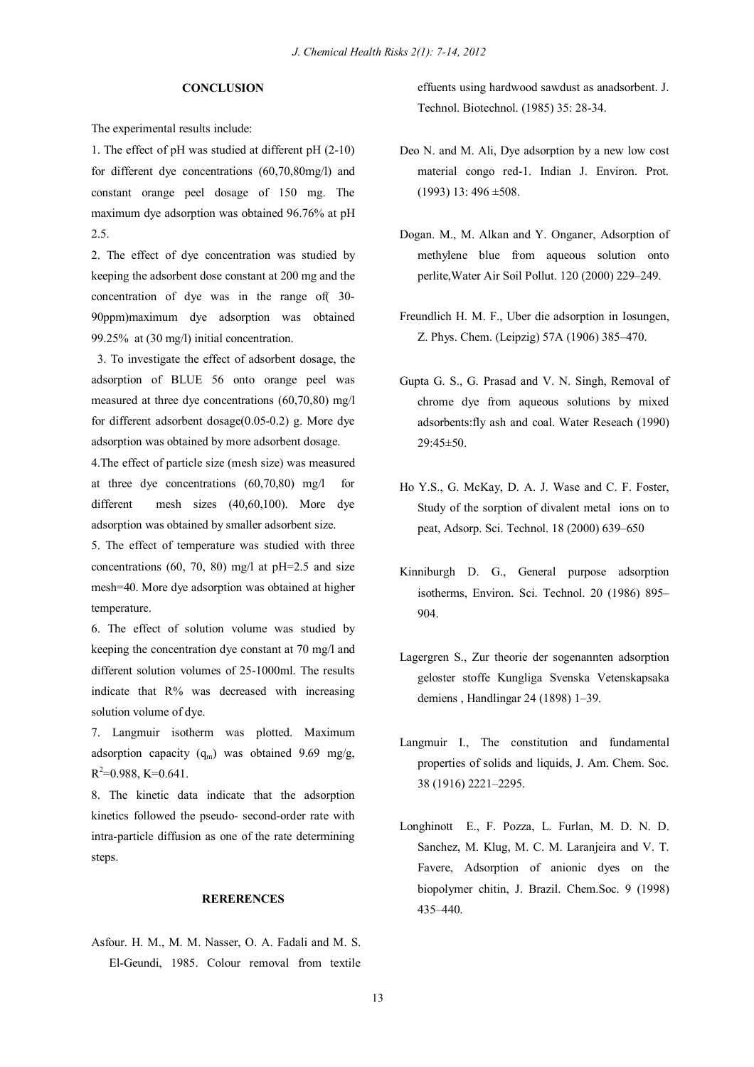## CONCLUSION

The experimental results include:

1. The effect of pH was studied at different pH (2-10) for different dye concentrations (60,70,80mg/l) and constant orange peel dosage of 150 mg. The maximum dye adsorption was obtained 96.76% at pH 2.5.

2. The effect of dye concentration was studied by keeping the adsorbent dose constant at 200 mg and the concentration of dye was in the range of( 30-90ppm)maximum dye adsorption was obtained 99.25% at (30 mg/l) initial concentration.

3. To investigate the effect of adsorbent dosage, the adsorption of BLUE 56 onto orange peel was measured at three dye concentrations (60,70,80) mg/l for different adsorbent dosage(0.05-0.2) g. More dye adsorption was obtained by more adsorbent dosage.

4. The effect of particle size (mesh size) was measured at three dye concentrations (60,70,80) mg/l for different mesh sizes (40,60,100). More dye adsorption was obtained by smaller adsorbent size.

5. The effect of temperature was studied with three concentrations (60, 70, 80) mg/l at pH=2.5 and size mesh=40. More dye adsorption was obtained at higher temperature.

6. The effect of solution volume was studied by keeping the concentration dye constant at 70 mg/l and different solution volumes of 25-1000ml. The results indicate that R% was decreased with increasing solution volume of dye.

7. Langmuir isotherm was plotted. Maximum adsorption capacity ($q_m$) was obtained 9.69 mg/g, $R^2$=0.988, K=0.641.

8. The kinetic data indicate that the adsorption kinetics followed the pseudo- second-order rate with intra-particle diffusion as one of the rate determining steps.

## RERERENCES

Asfour. H. M., M. M. Nasser, O. A. Fadali and M. S. El-Geundi, 1985. Colour removal from textile effuents using hardwood sawdust as anadsorbent. J. Technol. Biotechnol. (1985) 35: 28-34.

Deo N. and M. Ali, Dye adsorption by a new low cost material congo red-1. Indian J. Environ. Prot. (1993) 13: 496 ±508.

Dogan. M., M. Alkan and Y. Onganer, Adsorption of methylene blue from aqueous solution onto perlite,Water Air Soil Pollut. 120 (2000) 229–249.

Freundlich H. M. F., Uber die adsorption in Iosungen, Z. Phys. Chem. (Leipzig) 57A (1906) 385–470.

Gupta G. S., G. Prasad and V. N. Singh, Removal of chrome dye from aqueous solutions by mixed adsorbents:fly ash and coal. Water Reseach (1990) 29:45±50.

Ho Y.S., G. McKay, D. A. J. Wase and C. F. Foster, Study of the sorption of divalent metal ions on to peat, Adsorp. Sci. Technol. 18 (2000) 639–650

Kinniburgh D. G., General purpose adsorption isotherms, Environ. Sci. Technol. 20 (1986) 895–904.

Lagergren S., Zur theorie der sogenannten adsorption geloster stoffe Kungliga Svenska Vetenskapsaka demiens , Handlingar 24 (1898) 1–39.

Langmuir I., The constitution and fundamental properties of solids and liquids, J. Am. Chem. Soc. 38 (1916) 2221–2295.

Longhinott E., F. Pozza, L. Furlan, M. D. N. D. Sanchez, M. Klug, M. C. M. Laranjeira and V. T. Favere, Adsorption of anionic dyes on the biopolymer chitin, J. Brazil. Chem.Soc. 9 (1998) 435–440.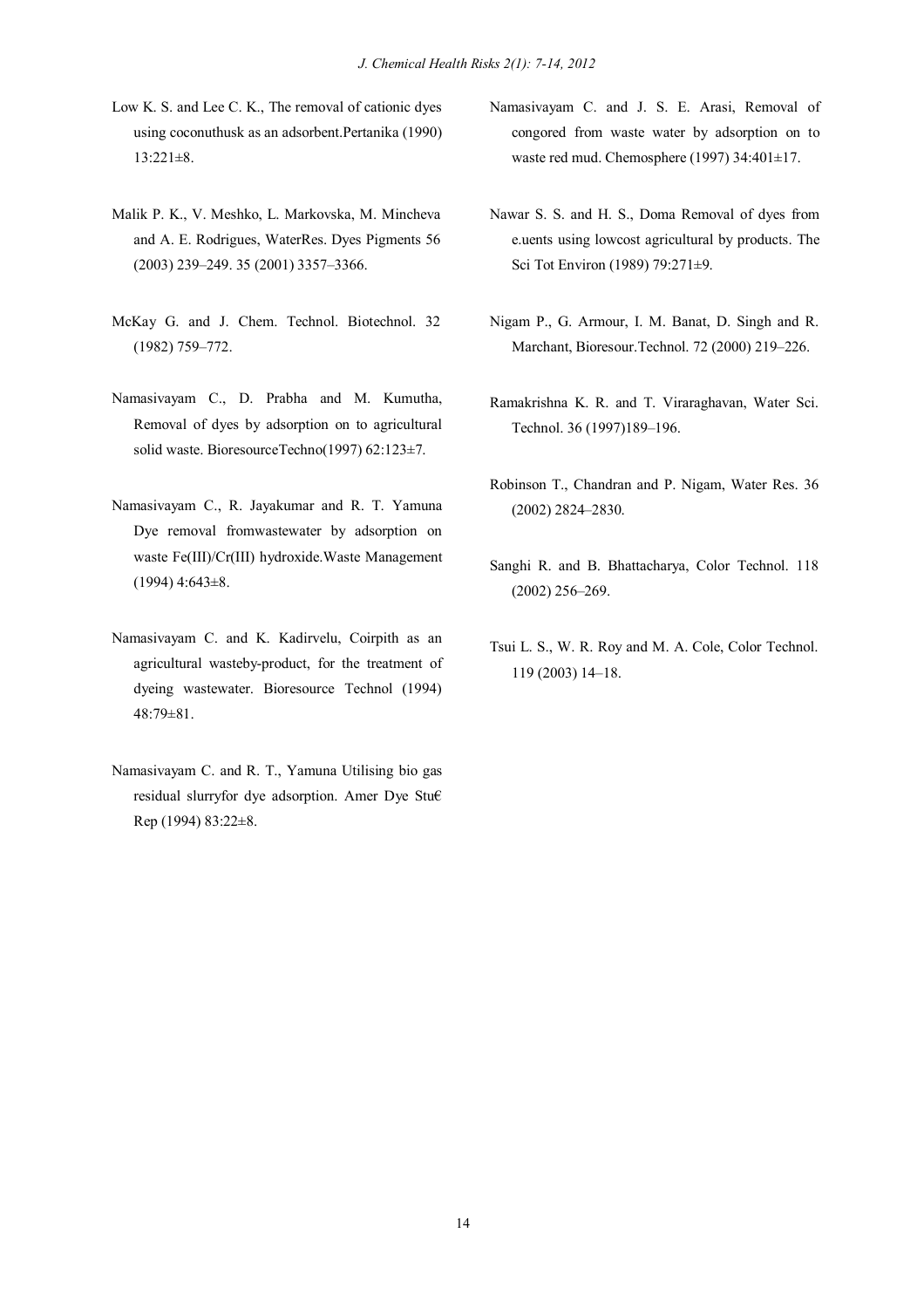Low K. S. and Lee C. K., The removal of cationic dyes using coconuthusk as an adsorbent.Pertanika (1990) 13:221±8.

Malik P. K., V. Meshko, L. Markovska, M. Mincheva and A. E. Rodrigues, WaterRes. Dyes Pigments 56 (2003) 239–249. 35 (2001) 3357–3366.

McKay G. and J. Chem. Technol. Biotechnol. 32 (1982) 759–772.

Namasivayam C., D. Prabha and M. Kumutha, Removal of dyes by adsorption on to agricultural solid waste. BioresourceTechno(1997) 62:123±7.

Namasivayam C., R. Jayakumar and R. T. Yamuna Dye removal fromwastewater by adsorption on waste Fe(III)/Cr(III) hydroxide.Waste Management (1994) 4:643±8.

Namasivayam C. and K. Kadirvelu, Coirpith as an agricultural wasteby-product, for the treatment of dyeing wastewater. Bioresource Technol (1994) 48:79±81.

Namasivayam C. and R. T., Yamuna Utilising bio gas residual slurryfor dye adsorption. Amer Dye Stu€ Rep (1994) 83:22±8.

Namasivayam C. and J. S. E. Arasi, Removal of congored from waste water by adsorption on to waste red mud. Chemosphere (1997) 34:401±17.

Nawar S. S. and H. S., Doma Removal of dyes from e.uents using lowcost agricultural by products. The Sci Tot Environ (1989) 79:271±9.

Nigam P., G. Armour, I. M. Banat, D. Singh and R. Marchant, Bioresour.Technol. 72 (2000) 219–226.

Ramakrishna K. R. and T. Viraraghavan, Water Sci. Technol. 36 (1997)189–196.

Robinson T., Chandran and P. Nigam, Water Res. 36 (2002) 2824–2830.

Sanghi R. and B. Bhattacharya, Color Technol. 118 (2002) 256–269.

Tsui L. S., W. R. Roy and M. A. Cole, Color Technol. 119 (2003) 14–18.